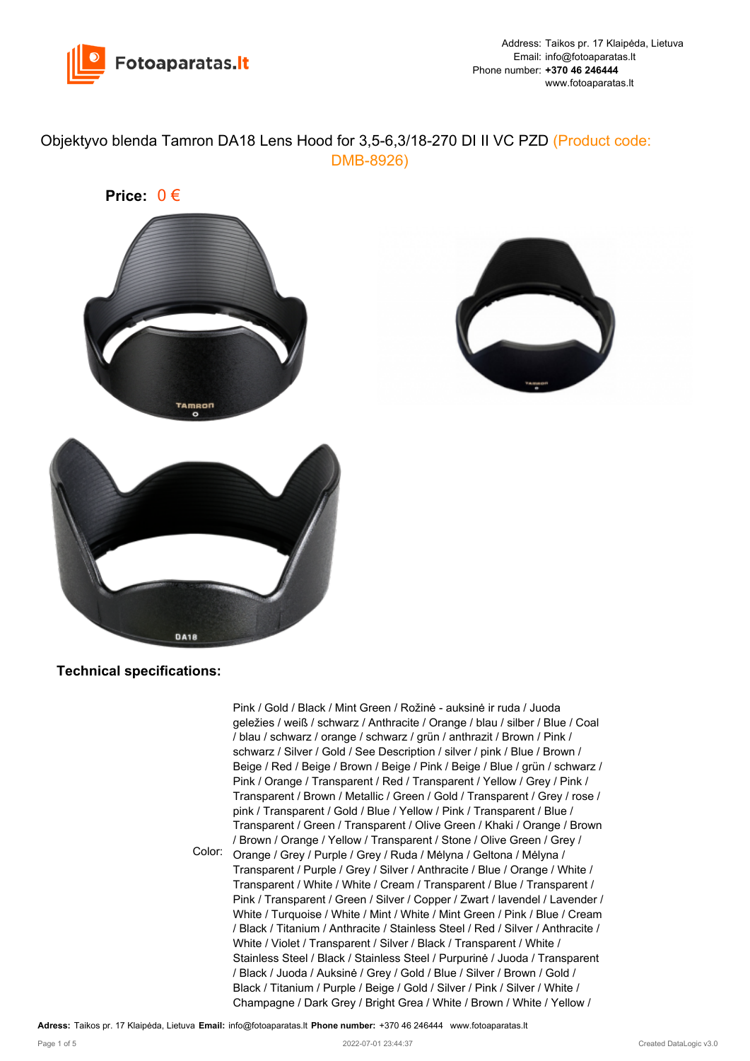Address: Taikos pr. 17 Klaipėda, Lietuva
Email: info@fotoaparatas.lt
Phone number: **+370 46 246444**
www.fotoaparatas.lt

# Objektyvo blenda Tamron DA18 Lens Hood for 3,5-6,3/18-270 DI II VC PZD (Product code: DMB-8926)

**Price:** 0 €

## Technical specifications:

Color: Pink / Gold / Black / Mint Green / Rožinė - auksinė ir ruda / Juoda geležies / weiß / schwarz / Anthracite / Orange / blau / silber / Blue / Coal / blau / schwarz / orange / schwarz / grün / anthrazit / Brown / Pink / schwarz / Silver / Gold / See Description / silver / pink / Blue / Brown / Beige / Red / Beige / Brown / Beige / Pink / Beige / Blue / grün / schwarz / Pink / Orange / Transparent / Red / Transparent / Yellow / Grey / Pink / Transparent / Brown / Metallic / Green / Gold / Transparent / Grey / rose / pink / Transparent / Gold / Blue / Yellow / Pink / Transparent / Blue / Transparent / Green / Transparent / Olive Green / Khaki / Orange / Brown / Brown / Orange / Yellow / Transparent / Stone / Olive Green / Grey / Orange / Grey / Purple / Grey / Ruda / Mėlyna / Geltona / Mėlyna / Transparent / Purple / Grey / Silver / Anthracite / Blue / Orange / White / Transparent / White / White / Cream / Transparent / Blue / Transparent / Pink / Transparent / Green / Silver / Copper / Zwart / lavendel / Lavender / White / Turquoise / White / Mint / White / Mint Green / Pink / Blue / Cream / Black / Titanium / Anthracite / Stainless Steel / Red / Silver / Anthracite / White / Violet / Transparent / Silver / Black / Transparent / White / Stainless Steel / Black / Stainless Steel / Purpurinė / Juoda / Transparent / Black / Juoda / Auksinė / Grey / Gold / Blue / Silver / Brown / Gold / Black / Titanium / Purple / Beige / Gold / Silver / Pink / Silver / White / Champagne / Dark Grey / Bright Grea / White / Brown / White / Yellow /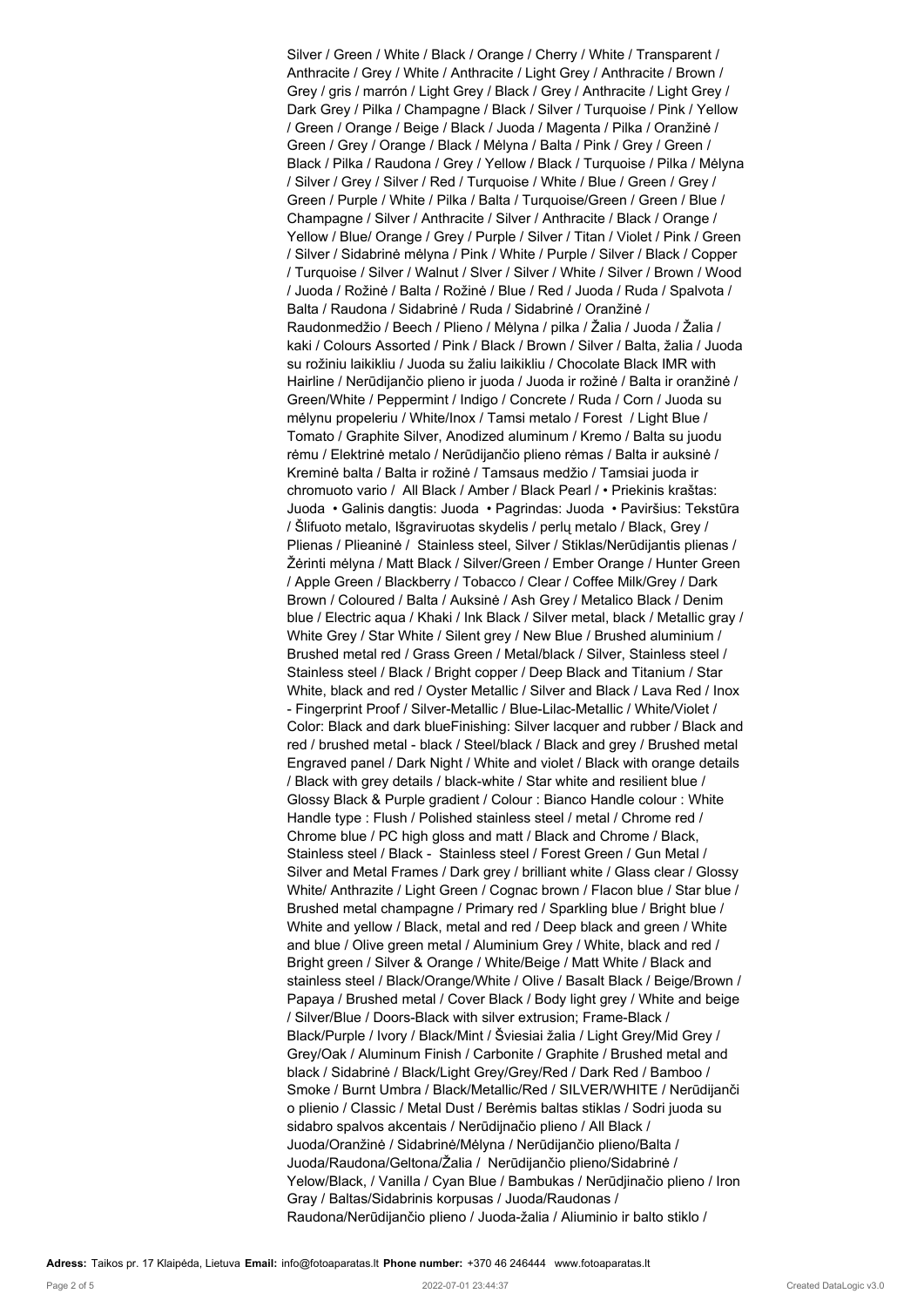Silver / Green / White / Black / Orange / Cherry / White / Transparent / Anthracite / Grey / White / Anthracite / Light Grey / Anthracite / Brown / Grey / gris / marrón / Light Grey / Black / Grey / Anthracite / Light Grey / Dark Grey / Pilka / Champagne / Black / Silver / Turquoise / Pink / Yellow / Green / Orange / Beige / Black / Juoda / Magenta / Pilka / Oranžinė / Green / Grey / Orange / Black / Mėlyna / Balta / Pink / Grey / Green / Black / Pilka / Raudona / Grey / Yellow / Black / Turquoise / Pilka / Mėlyna / Silver / Grey / Silver / Red / Turquoise / White / Blue / Green / Grey / Green / Purple / White / Pilka / Balta / Turquoise/Green / Green / Blue / Champagne / Silver / Anthracite / Silver / Anthracite / Black / Orange / Yellow / Blue/ Orange / Grey / Purple / Silver / Titan / Violet / Pink / Green / Silver / Sidabrinė mėlyna / Pink / White / Purple / Silver / Black / Copper / Turquoise / Silver / Walnut / Slver / Silver / White / Silver / Brown / Wood / Juoda / Rožinė / Balta / Rožinė / Blue / Red / Juoda / Ruda / Spalvota / Balta / Raudona / Sidabrinė / Ruda / Sidabrinė / Oranžinė / Raudonmedžio / Beech / Plieno / Mėlyna / pilka / Žalia / Juoda / Žalia / kaki / Colours Assorted / Pink / Black / Brown / Silver / Balta, žalia / Juoda su rožiniu laikikliu / Juoda su žaliu laikikliu / Chocolate Black IMR with Hairline / Nerūdijančio plieno ir juoda / Juoda ir rožinė / Balta ir oranžinė / Green/White / Peppermint / Indigo / Concrete / Ruda / Corn / Juoda su mėlynu propeleriu / White/Inox / Tamsi metalo / Forest / Light Blue / Tomato / Graphite Silver, Anodized aluminum / Kremo / Balta su juodu rėmu / Elektrinė metalo / Nerūdijančio plieno rėmas / Balta ir auksinė / Kreminė balta / Balta ir rožinė / Tamsaus medžio / Tamsiai juoda ir chromuoto vario / All Black / Amber / Black Pearl / • Priekinis kraštas: Juoda • Galinis dangtis: Juoda • Pagrindas: Juoda • Paviršius: Tekstūra / Šlifuoto metalo, Išgraviruotas skydelis / perlų metalo / Black, Grey / Plienas / Plieaninė / Stainless steel, Silver / Stiklas/Nerūdijantis plienas / Žėrinti mėlyna / Matt Black / Silver/Green / Ember Orange / Hunter Green / Apple Green / Blackberry / Tobacco / Clear / Coffee Milk/Grey / Dark Brown / Coloured / Balta / Auksinė / Ash Grey / Metalico Black / Denim blue / Electric aqua / Khaki / Ink Black / Silver metal, black / Metallic gray / White Grey / Star White / Silent grey / New Blue / Brushed aluminium / Brushed metal red / Grass Green / Metal/black / Silver, Stainless steel / Stainless steel / Black / Bright copper / Deep Black and Titanium / Star White, black and red / Oyster Metallic / Silver and Black / Lava Red / Inox - Fingerprint Proof / Silver-Metallic / Blue-Lilac-Metallic / White/Violet / Color: Black and dark blueFinishing: Silver lacquer and rubber / Black and red / brushed metal - black / Steel/black / Black and grey / Brushed metal Engraved panel / Dark Night / White and violet / Black with orange details / Black with grey details / black-white / Star white and resilient blue / Glossy Black & Purple gradient / Colour : Bianco Handle colour : White Handle type : Flush / Polished stainless steel / metal / Chrome red / Chrome blue / PC high gloss and matt / Black and Chrome / Black, Stainless steel / Black - Stainless steel / Forest Green / Gun Metal / Silver and Metal Frames / Dark grey / brilliant white / Glass clear / Glossy White/ Anthrazite / Light Green / Cognac brown / Flacon blue / Star blue / Brushed metal champagne / Primary red / Sparkling blue / Bright blue / White and yellow / Black, metal and red / Deep black and green / White and blue / Olive green metal / Aluminium Grey / White, black and red / Bright green / Silver & Orange / White/Beige / Matt White / Black and stainless steel / Black/Orange/White / Olive / Basalt Black / Beige/Brown / Papaya / Brushed metal / Cover Black / Body light grey / White and beige / Silver/Blue / Doors-Black with silver extrusion; Frame-Black / Black/Purple / Ivory / Black/Mint / Šviesiai žalia / Light Grey/Mid Grey / Grey/Oak / Aluminum Finish / Carbonite / Graphite / Brushed metal and black / Sidabrinė / Black/Light Grey/Grey/Red / Dark Red / Bamboo / Smoke / Burnt Umbra / Black/Metallic/Red / SILVER/WHITE / Nerūdijanči o plienio / Classic / Metal Dust / Berėmis baltas stiklas / Sodri juoda su sidabro spalvos akcentais / Nerūdijnačio plieno / All Black / Juoda/Oranžinė / Sidabrinė/Mėlyna / Nerūdijančio plieno/Balta / Juoda/Raudona/Geltona/Žalia / Nerūdijančio plieno/Sidabrinė / Yellow/Black, / Vanilla / Cyan Blue / Bambukas / Nerūdjinačio plieno / Iron Gray / Baltas/Sidabrinis korpusas / Juoda/Raudonas / Raudona/Nerūdijančio plieno / Juoda-žalia / Aliuminio ir balto stiklo /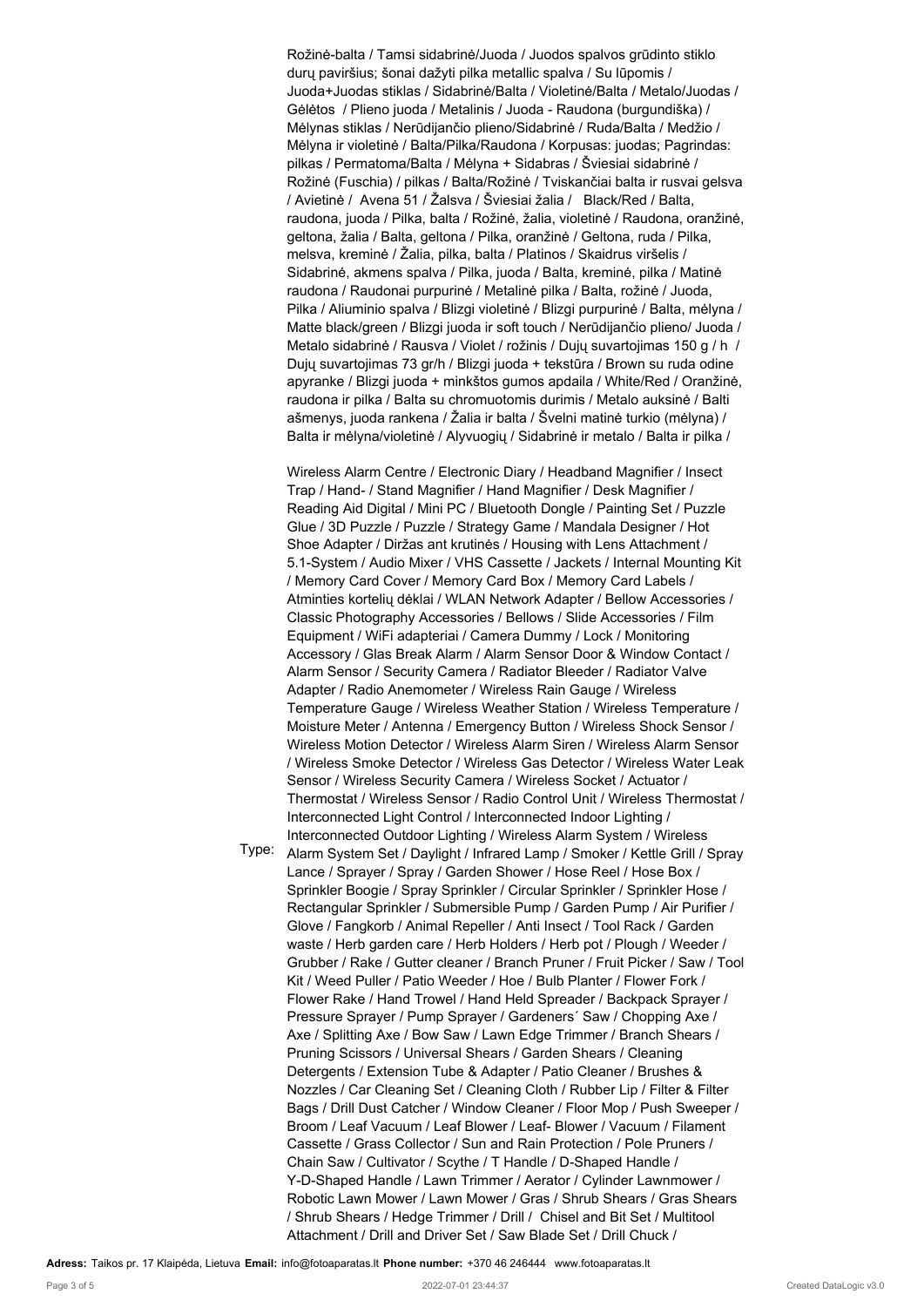Rožinė-balta / Tamsi sidabrinė/Juoda / Juodos spalvos grūdinto stiklo durų paviršius; šonai dažyti pilka metallic spalva / Su lūpomis / Juoda+Juodas stiklas / Sidabrinė/Balta / Violetinė/Balta / Metalo/Juodas / Gėlėtos / Plieno juoda / Metalinis / Juoda - Raudona (burgundiška) / Mėlynas stiklas / Nerūdijančio plieno/Sidabrinė / Ruda/Balta / Medžio / Mėlyna ir violetinė / Balta/Pilka/Raudona / Korpusas: juodas; Pagrindas: pilkas / Permatoma/Balta / Mėlyna + Sidabras / Šviesiai sidabrinė / Rožinė (Fuschia) / pilkas / Balta/Rožinė / Tviskančiai balta ir rusvai gelsva / Avietinė / Avena 51 / Žalsva / Šviesiai žalia / Black/Red / Balta, raudona, juoda / Pilka, balta / Rožinė, žalia, violetinė / Raudona, oranžinė, geltona, žalia / Balta, geltona / Pilka, oranžinė / Geltona, ruda / Pilka, melsva, kreminė / Žalia, pilka, balta / Platinos / Skaidrus viršelis / Sidabrinė, akmens spalva / Pilka, juoda / Balta, kreminė, pilka / Matinė raudona / Raudonai purpurinė / Metalinė pilka / Balta, rožinė / Juoda, Pilka / Aliuminio spalva / Blizgi violetinė / Blizgi purpurinė / Balta, mėlyna / Matte black/green / Blizgi juoda ir soft touch / Nerūdijančio plieno/ Juoda / Metalo sidabrinė / Rausva / Violet / rožinis / Dujų suvartojimas 150 g / h / Dujų suvartojimas 73 gr/h / Blizgi juoda + tekstūra / Brown su ruda odine apyranke / Blizgi juoda + minkštos gumos apdaila / White/Red / Oranžinė, raudona ir pilka / Balta su chromuotomis durimis / Metalo auksinė / Balti ašmenys, juoda rankena / Žalia ir balta / Švelni matinė turkio (mėlyna) / Balta ir mėlyna/violetinė / Alyvuogių / Sidabrinė ir metalo / Balta ir pilka /

Type: Wireless Alarm Centre / Electronic Diary / Headband Magnifier / Insect Trap / Hand- / Stand Magnifier / Hand Magnifier / Desk Magnifier / Reading Aid Digital / Mini PC / Bluetooth Dongle / Painting Set / Puzzle Glue / 3D Puzzle / Puzzle / Strategy Game / Mandala Designer / Hot Shoe Adapter / Diržas ant krutinės / Housing with Lens Attachment / 5.1-System / Audio Mixer / VHS Cassette / Jackets / Internal Mounting Kit / Memory Card Cover / Memory Card Box / Memory Card Labels / Atminties kortelių dėklai / WLAN Network Adapter / Bellow Accessories / Classic Photography Accessories / Bellows / Slide Accessories / Film Equipment / WiFi adapteriai / Camera Dummy / Lock / Monitoring Accessory / Glas Break Alarm / Alarm Sensor Door & Window Contact / Alarm Sensor / Security Camera / Radiator Bleeder / Radiator Valve Adapter / Radio Anemometer / Wireless Rain Gauge / Wireless Temperature Gauge / Wireless Weather Station / Wireless Temperature / Moisture Meter / Antenna / Emergency Button / Wireless Shock Sensor / Wireless Motion Detector / Wireless Alarm Siren / Wireless Alarm Sensor / Wireless Smoke Detector / Wireless Gas Detector / Wireless Water Leak Sensor / Wireless Security Camera / Wireless Socket / Actuator / Thermostat / Wireless Sensor / Radio Control Unit / Wireless Thermostat / Interconnected Light Control / Interconnected Indoor Lighting / Interconnected Outdoor Lighting / Wireless Alarm System / Wireless Alarm System Set / Daylight / Infrared Lamp / Smoker / Kettle Grill / Spray Lance / Sprayer / Spray / Garden Shower / Hose Reel / Hose Box / Sprinkler Boogie / Spray Sprinkler / Circular Sprinkler / Sprinkler Hose / Rectangular Sprinkler / Submersible Pump / Garden Pump / Air Purifier / Glove / Fangkorb / Animal Repeller / Anti Insect / Tool Rack / Garden waste / Herb garden care / Herb Holders / Herb pot / Plough / Weeder / Grubber / Rake / Gutter cleaner / Branch Pruner / Fruit Picker / Saw / Tool Kit / Weed Puller / Patio Weeder / Hoe / Bulb Planter / Flower Fork / Flower Rake / Hand Trowel / Hand Held Spreader / Backpack Sprayer / Pressure Sprayer / Pump Sprayer / Gardeners´ Saw / Chopping Axe / Axe / Splitting Axe / Bow Saw / Lawn Edge Trimmer / Branch Shears / Pruning Scissors / Universal Shears / Garden Shears / Cleaning Detergents / Extension Tube & Adapter / Patio Cleaner / Brushes & Nozzles / Car Cleaning Set / Cleaning Cloth / Rubber Lip / Filter & Filter Bags / Drill Dust Catcher / Window Cleaner / Floor Mop / Push Sweeper / Broom / Leaf Vacuum / Leaf Blower / Leaf- Blower / Vacuum / Filament Cassette / Grass Collector / Sun and Rain Protection / Pole Pruners / Chain Saw / Cultivator / Scythe / T Handle / D-Shaped Handle / Y-D-Shaped Handle / Lawn Trimmer / Aerator / Cylinder Lawnmower / Robotic Lawn Mower / Lawn Mower / Gras / Shrub Shears / Gras Shears / Shrub Shears / Hedge Trimmer / Drill / Chisel and Bit Set / Multitool Attachment / Drill and Driver Set / Saw Blade Set / Drill Chuck /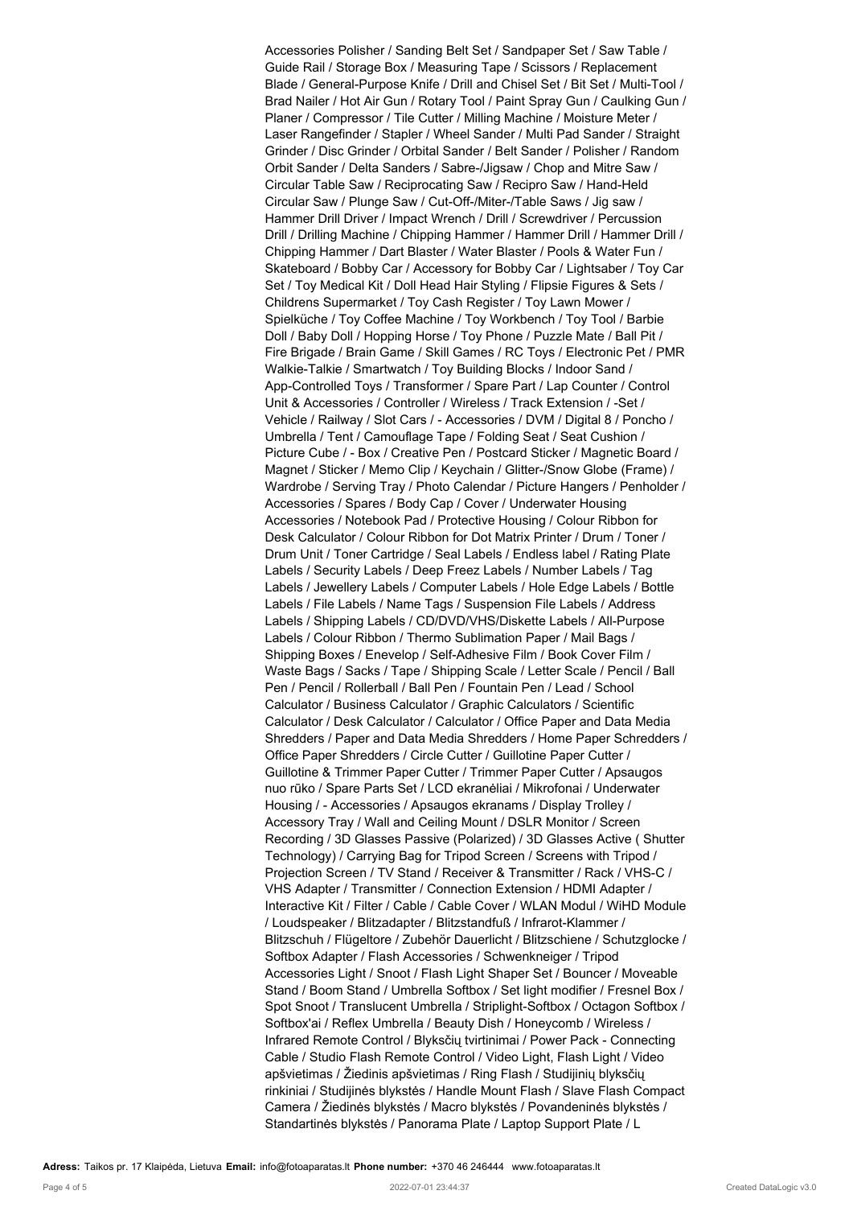Accessories Polisher / Sanding Belt Set / Sandpaper Set / Saw Table / Guide Rail / Storage Box / Measuring Tape / Scissors / Replacement Blade / General-Purpose Knife / Drill and Chisel Set / Bit Set / Multi-Tool / Brad Nailer / Hot Air Gun / Rotary Tool / Paint Spray Gun / Caulking Gun / Planer / Compressor / Tile Cutter / Milling Machine / Moisture Meter / Laser Rangefinder / Stapler / Wheel Sander / Multi Pad Sander / Straight Grinder / Disc Grinder / Orbital Sander / Belt Sander / Polisher / Random Orbit Sander / Delta Sanders / Sabre-/Jigsaw / Chop and Mitre Saw / Circular Table Saw / Reciprocating Saw / Recipro Saw / Hand-Held Circular Saw / Plunge Saw / Cut-Off-/Miter-/Table Saws / Jig saw / Hammer Drill Driver / Impact Wrench / Drill / Screwdriver / Percussion Drill / Drilling Machine / Chipping Hammer / Hammer Drill / Hammer Drill / Chipping Hammer / Dart Blaster / Water Blaster / Pools & Water Fun / Skateboard / Bobby Car / Accessory for Bobby Car / Lightsaber / Toy Car Set / Toy Medical Kit / Doll Head Hair Styling / Flipsie Figures & Sets / Childrens Supermarket / Toy Cash Register / Toy Lawn Mower / Spielküche / Toy Coffee Machine / Toy Workbench / Toy Tool / Barbie Doll / Baby Doll / Hopping Horse / Toy Phone / Puzzle Mate / Ball Pit / Fire Brigade / Brain Game / Skill Games / RC Toys / Electronic Pet / PMR Walkie-Talkie / Smartwatch / Toy Building Blocks / Indoor Sand / App-Controlled Toys / Transformer / Spare Part / Lap Counter / Control Unit & Accessories / Controller / Wireless / Track Extension / -Set / Vehicle / Railway / Slot Cars / - Accessories / DVM / Digital 8 / Poncho / Umbrella / Tent / Camouflage Tape / Folding Seat / Seat Cushion / Picture Cube / - Box / Creative Pen / Postcard Sticker / Magnetic Board / Magnet / Sticker / Memo Clip / Keychain / Glitter-/Snow Globe (Frame) / Wardrobe / Serving Tray / Photo Calendar / Picture Hangers / Penholder / Accessories / Spares / Body Cap / Cover / Underwater Housing Accessories / Notebook Pad / Protective Housing / Colour Ribbon for Desk Calculator / Colour Ribbon for Dot Matrix Printer / Drum / Toner / Drum Unit / Toner Cartridge / Seal Labels / Endless label / Rating Plate Labels / Security Labels / Deep Freez Labels / Number Labels / Tag Labels / Jewellery Labels / Computer Labels / Hole Edge Labels / Bottle Labels / File Labels / Name Tags / Suspension File Labels / Address Labels / Shipping Labels / CD/DVD/VHS/Diskette Labels / All-Purpose Labels / Colour Ribbon / Thermo Sublimation Paper / Mail Bags / Shipping Boxes / Enevelop / Self-Adhesive Film / Book Cover Film / Waste Bags / Sacks / Tape / Shipping Scale / Letter Scale / Pencil / Ball Pen / Pencil / Rollerball / Ball Pen / Fountain Pen / Lead / School Calculator / Business Calculator / Graphic Calculators / Scientific Calculator / Desk Calculator / Calculator / Office Paper and Data Media Shredders / Paper and Data Media Shredders / Home Paper Schredders / Office Paper Shredders / Circle Cutter / Guillotine Paper Cutter / Guillotine & Trimmer Paper Cutter / Trimmer Paper Cutter / Apsaugos nuo rūko / Spare Parts Set / LCD ekranėliai / Mikrofonai / Underwater Housing / - Accessories / Apsaugos ekranams / Display Trolley / Accessory Tray / Wall and Ceiling Mount / DSLR Monitor / Screen Recording / 3D Glasses Passive (Polarized) / 3D Glasses Active ( Shutter Technology) / Carrying Bag for Tripod Screen / Screens with Tripod / Projection Screen / TV Stand / Receiver & Transmitter / Rack / VHS-C / VHS Adapter / Transmitter / Connection Extension / HDMI Adapter / Interactive Kit / Filter / Cable / Cable Cover / WLAN Modul / WiHD Module / Loudspeaker / Blitzadapter / Blitzstandfuß / Infrarot-Klammer / Blitzschuh / Flügeltore / Zubehör Dauerlicht / Blitzschiene / Schutzglocke / Softbox Adapter / Flash Accessories / Schwenkneiger / Tripod Accessories Light / Snoot / Flash Light Shaper Set / Bouncer / Moveable Stand / Boom Stand / Umbrella Softbox / Set light modifier / Fresnel Box / Spot Snoot / Translucent Umbrella / Striplight-Softbox / Octagon Softbox / Softbox'ai / Reflex Umbrella / Beauty Dish / Honeycomb / Wireless / Infrared Remote Control / Blyksčių tvirtinimai / Power Pack - Connecting Cable / Studio Flash Remote Control / Video Light, Flash Light / Video apšvietimas / Žiedinis apšvietimas / Ring Flash / Studijinių blyksčių rinkiniai / Studijinės blykstės / Handle Mount Flash / Slave Flash Compact Camera / Žiedinės blykstės / Macro blykstės / Povandeninės blykstės / Standartinės blykstės / Panorama Plate / Laptop Support Plate / L

**Adress:** Taikos pr. 17 Klaipėda, Lietuva **Email:** info@fotoaparatas.lt **Phone number:** +370 46 246444 www.fotoaparatas.lt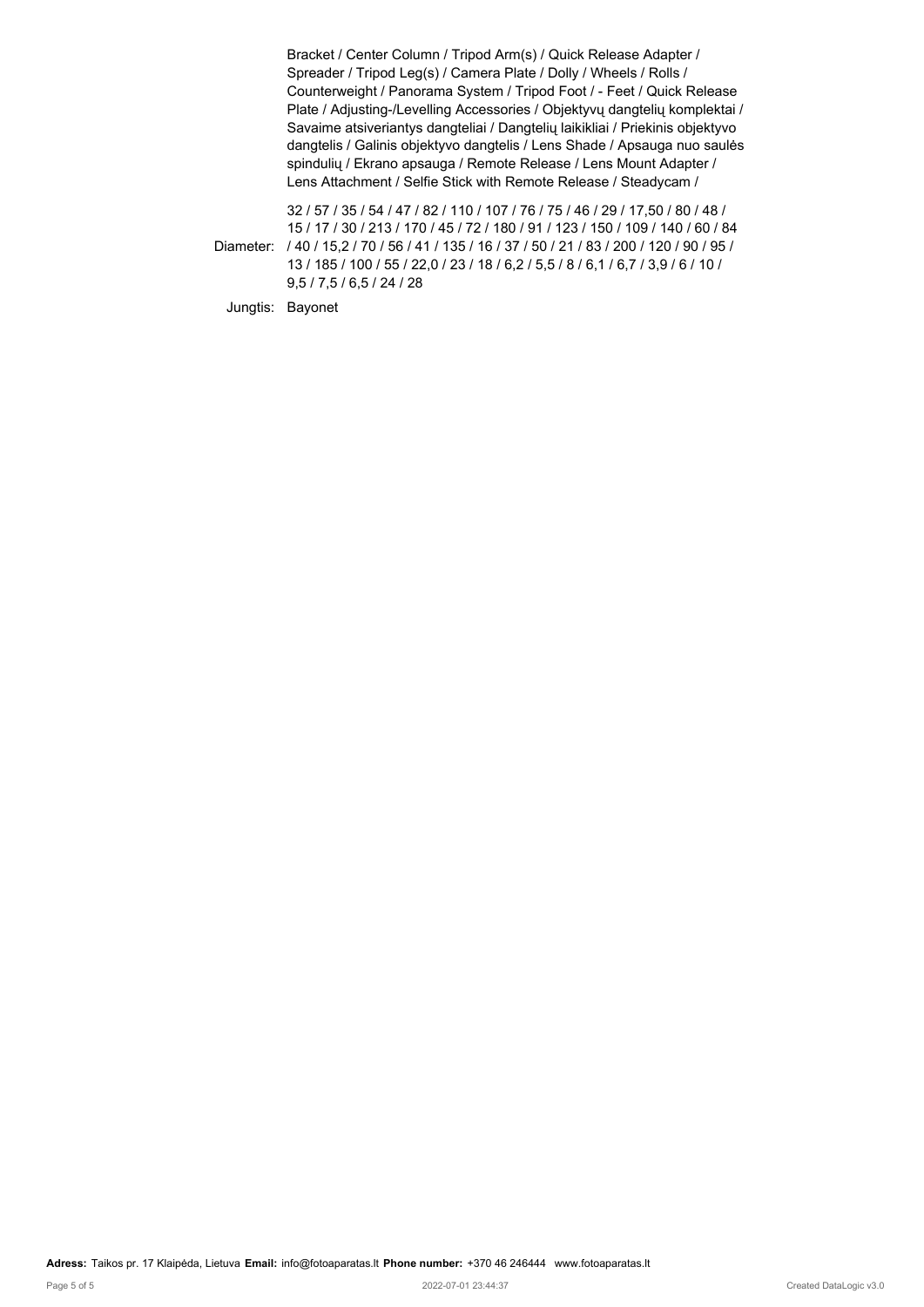Bracket / Center Column / Tripod Arm(s) / Quick Release Adapter / Spreader / Tripod Leg(s) / Camera Plate / Dolly / Wheels / Rolls / Counterweight / Panorama System / Tripod Foot / - Feet / Quick Release Plate / Adjusting-/Levelling Accessories / Objektyvų dangtelių komplektai / Savaime atsiveriantys dangteliai / Dangtelių laikikliai / Priekinis objektyvo dangtelis / Galinis objektyvo dangtelis / Lens Shade / Apsauga nuo saulės spindulių / Ekrano apsauga / Remote Release / Lens Mount Adapter / Lens Attachment / Selfie Stick with Remote Release / Steadycam /

Diameter: 32 / 57 / 35 / 54 / 47 / 82 / 110 / 107 / 76 / 75 / 46 / 29 / 17,50 / 80 / 48 / 15 / 17 / 30 / 213 / 170 / 45 / 72 / 180 / 91 / 123 / 150 / 109 / 140 / 60 / 84 / 40 / 15,2 / 70 / 56 / 41 / 135 / 16 / 37 / 50 / 21 / 83 / 200 / 120 / 90 / 95 / 13 / 185 / 100 / 55 / 22,0 / 23 / 18 / 6,2 / 5,5 / 8 / 6,1 / 6,7 / 3,9 / 6 / 10 / 9,5 / 7,5 / 6,5 / 24 / 28

Jungtis: Bayonet

**Adress:** Taikos pr. 17 Klaipėda, Lietuva **Email:** info@fotoaparatas.lt **Phone number:** +370 46 246444 www.fotoaparatas.lt